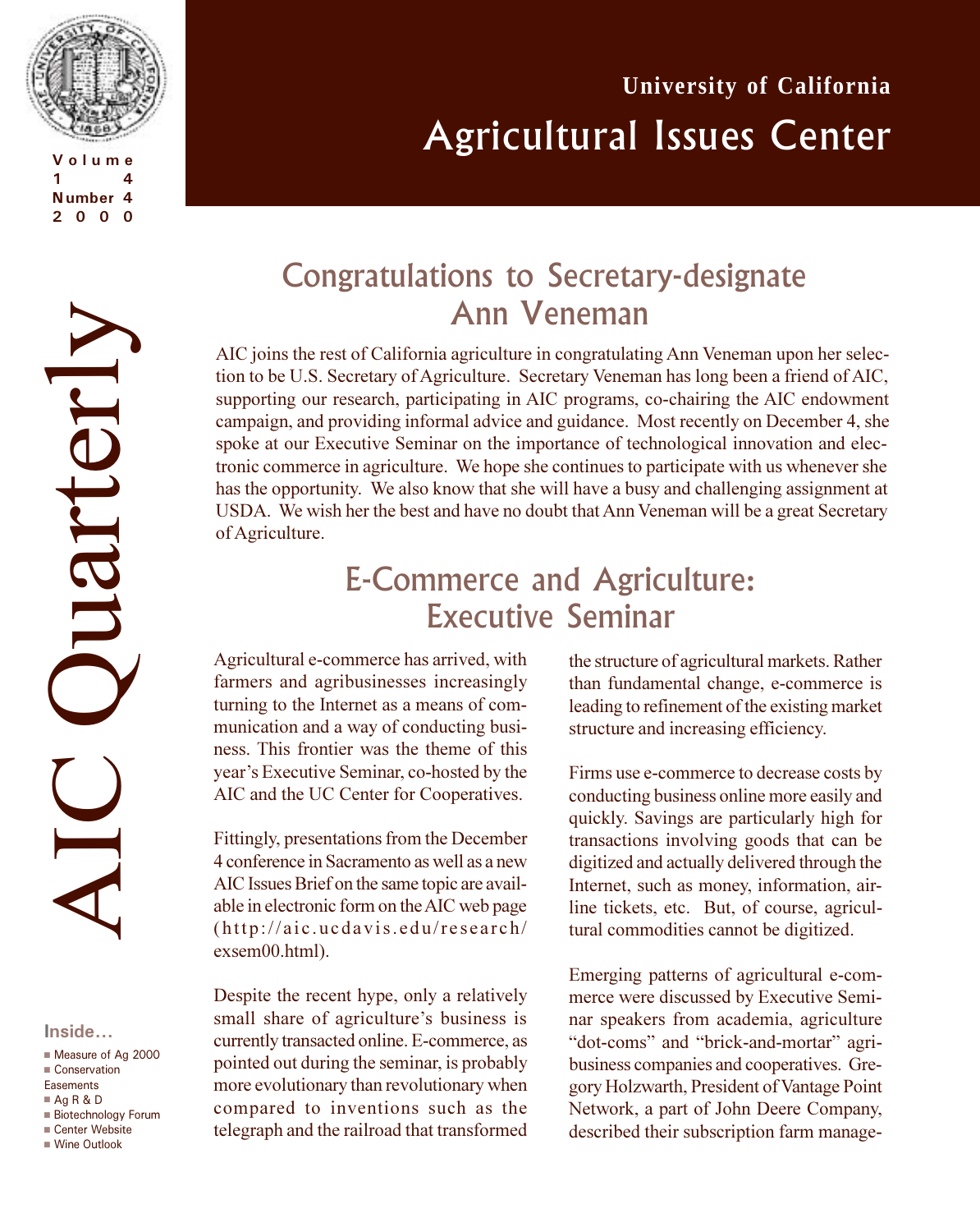# University of California Agricultural Issues Center

# AIC Quarterly

Volume 14
Number 4
2000

## Congratulations to Secretary-designate Ann Veneman

AIC joins the rest of California agriculture in congratulating Ann Veneman upon her selection to be U.S. Secretary of Agriculture. Secretary Veneman has long been a friend of AIC, supporting our research, participating in AIC programs, co-chairing the AIC endowment campaign, and providing informal advice and guidance. Most recently on December 4, she spoke at our Executive Seminar on the importance of technological innovation and electronic commerce in agriculture. We hope she continues to participate with us whenever she has the opportunity. We also know that she will have a busy and challenging assignment at USDA. We wish her the best and have no doubt that Ann Veneman will be a great Secretary of Agriculture.

## E-Commerce and Agriculture: Executive Seminar

Agricultural e-commerce has arrived, with farmers and agribusinesses increasingly turning to the Internet as a means of communication and a way of conducting business. This frontier was the theme of this year's Executive Seminar, co-hosted by the AIC and the UC Center for Cooperatives.

Fittingly, presentations from the December 4 conference in Sacramento as well as a new AIC Issues Brief on the same topic are available in electronic form on the AIC web page (http://aic.ucdavis.edu/research/exsem00.html).

Despite the recent hype, only a relatively small share of agriculture's business is currently transacted online. E-commerce, as pointed out during the seminar, is probably more evolutionary than revolutionary when compared to inventions such as the telegraph and the railroad that transformed the structure of agricultural markets. Rather than fundamental change, e-commerce is leading to refinement of the existing market structure and increasing efficiency.

Firms use e-commerce to decrease costs by conducting business online more easily and quickly. Savings are particularly high for transactions involving goods that can be digitized and actually delivered through the Internet, such as money, information, airline tickets, etc. But, of course, agricultural commodities cannot be digitized.

Emerging patterns of agricultural e-commerce were discussed by Executive Seminar speakers from academia, agriculture "dot-coms" and "brick-and-mortar" agribusiness companies and cooperatives. Gregory Holzwarth, President of Vantage Point Network, a part of John Deere Company, described their subscription farm manage-

**Inside…**

- Measure of Ag 2000
- Conservation Easements
- Ag R & D
- Biotechnology Forum
- Center Website
- Wine Outlook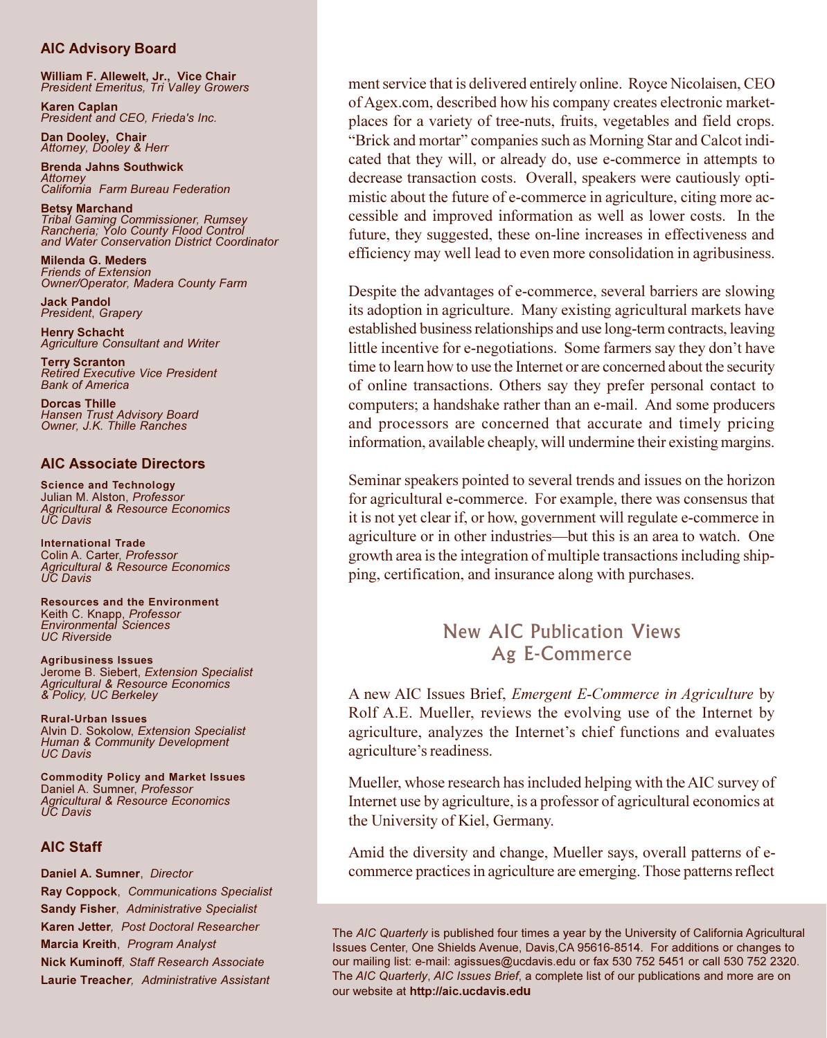## AIC Advisory Board

**William F. Allewelt, Jr., Vice Chair**
*President Emeritus, Tri Valley Growers*

**Karen Caplan**
*President and CEO, Frieda's Inc.*

**Dan Dooley, Chair**
*Attorney, Dooley & Herr*

**Brenda Jahns Southwick**
*Attorney*
*California Farm Bureau Federation*

**Betsy Marchand**
*Tribal Gaming Commissioner, Rumsey Rancheria; Yolo County Flood Control and Water Conservation District Coordinator*

**Milenda G. Meders**
*Friends of Extension*
*Owner/Operator, Madera County Farm*

**Jack Pandol**
*President, Grapery*

**Henry Schacht**
*Agriculture Consultant and Writer*

**Terry Scranton**
*Retired Executive Vice President*
*Bank of America*

**Dorcas Thille**
*Hansen Trust Advisory Board*
*Owner, J.K. Thille Ranches*

## AIC Associate Directors

**Science and Technology**
Julian M. Alston, *Professor*
*Agricultural & Resource Economics*
*UC Davis*

**International Trade**
Colin A. Carter, *Professor*
*Agricultural & Resource Economics*
*UC Davis*

**Resources and the Environment**
Keith C. Knapp, *Professor*
*Environmental Sciences*
*UC Riverside*

**Agribusiness Issues**
Jerome B. Siebert, *Extension Specialist*
*Agricultural & Resource Economics & Policy, UC Berkeley*

**Rural-Urban Issues**
Alvin D. Sokolow, *Extension Specialist*
*Human & Community Development*
*UC Davis*

**Commodity Policy and Market Issues**
Daniel A. Sumner, *Professor*
*Agricultural & Resource Economics*
*UC Davis*

## AIC Staff

**Daniel A. Sumner**, *Director*
**Ray Coppock**, *Communications Specialist*
**Sandy Fisher**, *Administrative Specialist*
**Karen Jetter**, *Post Doctoral Researcher*
**Marcia Kreith**, *Program Analyst*
**Nick Kuminoff**, *Staff Research Associate*
**Laurie Treacher**, *Administrative Assistant*

ment service that is delivered entirely online. Royce Nicolaisen, CEO of Agex.com, described how his company creates electronic marketplaces for a variety of tree-nuts, fruits, vegetables and field crops. "Brick and mortar" companies such as Morning Star and Calcot indicated that they will, or already do, use e-commerce in attempts to decrease transaction costs. Overall, speakers were cautiously optimistic about the future of e-commerce in agriculture, citing more accessible and improved information as well as lower costs. In the future, they suggested, these on-line increases in effectiveness and efficiency may well lead to even more consolidation in agribusiness.

Despite the advantages of e-commerce, several barriers are slowing its adoption in agriculture. Many existing agricultural markets have established business relationships and use long-term contracts, leaving little incentive for e-negotiations. Some farmers say they don't have time to learn how to use the Internet or are concerned about the security of online transactions. Others say they prefer personal contact to computers; a handshake rather than an e-mail. And some producers and processors are concerned that accurate and timely pricing information, available cheaply, will undermine their existing margins.

Seminar speakers pointed to several trends and issues on the horizon for agricultural e-commerce. For example, there was consensus that it is not yet clear if, or how, government will regulate e-commerce in agriculture or in other industries—but this is an area to watch. One growth area is the integration of multiple transactions including shipping, certification, and insurance along with purchases.

## New AIC Publication Views Ag E-Commerce

A new AIC Issues Brief, *Emergent E-Commerce in Agriculture* by Rolf A.E. Mueller, reviews the evolving use of the Internet by agriculture, analyzes the Internet's chief functions and evaluates agriculture's readiness.

Mueller, whose research has included helping with the AIC survey of Internet use by agriculture, is a professor of agricultural economics at the University of Kiel, Germany.

Amid the diversity and change, Mueller says, overall patterns of e-commerce practices in agriculture are emerging. Those patterns reflect

The *AIC Quarterly* is published four times a year by the University of California Agricultural Issues Center, One Shields Avenue, Davis,CA 95616-8514. For additions or changes to our mailing list: e-mail: agissues@ucdavis.edu or fax 530 752 5451 or call 530 752 2320. The *AIC Quarterly*, *AIC Issues Brief*, a complete list of our publications and more are on our website at **http://aic.ucdavis.edu**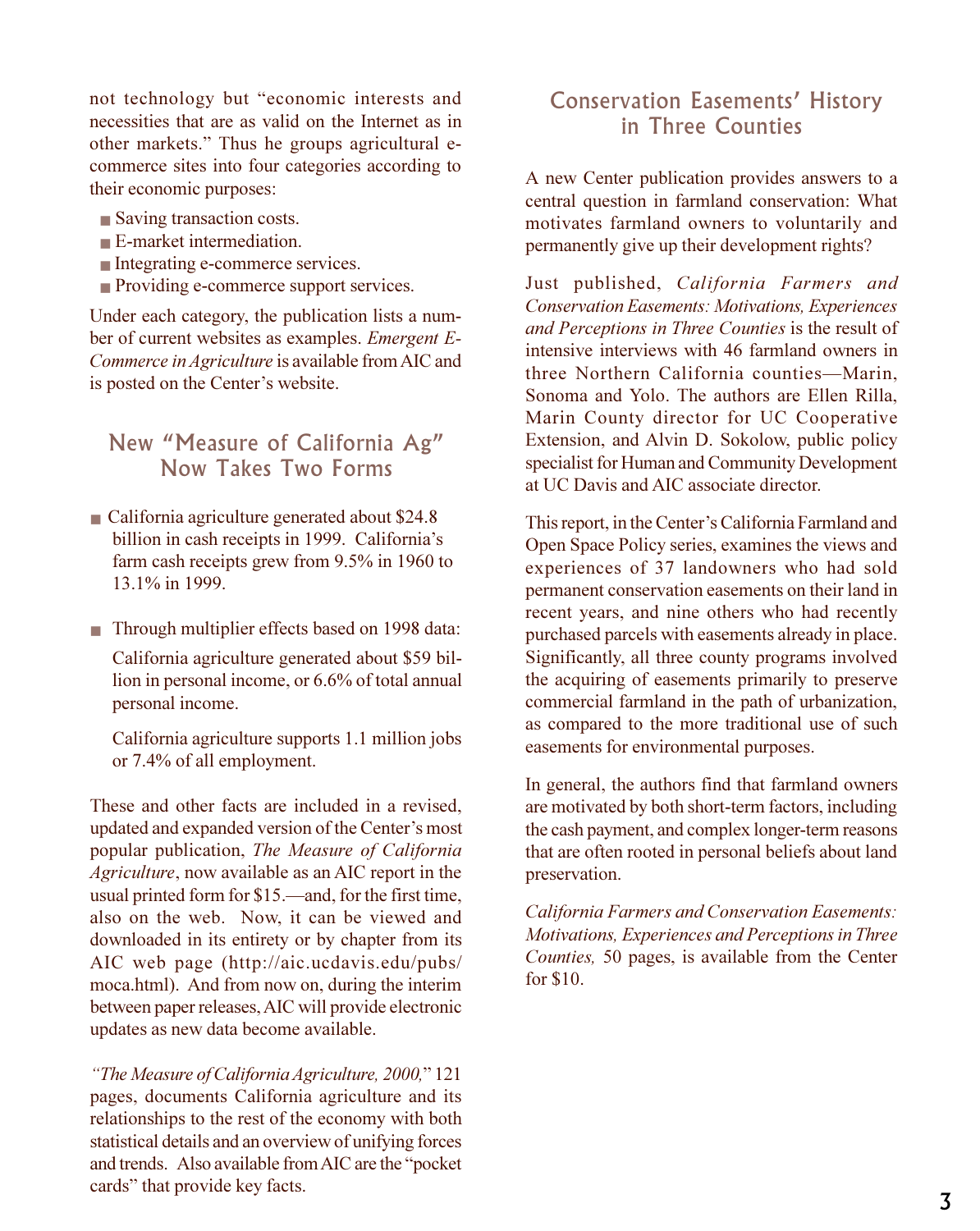not technology but "economic interests and necessities that are as valid on the Internet as in other markets." Thus he groups agricultural e-commerce sites into four categories according to their economic purposes:

- Saving transaction costs.
- E-market intermediation.
- Integrating e-commerce services.
- Providing e-commerce support services.

Under each category, the publication lists a number of current websites as examples. *Emergent E-Commerce in Agriculture* is available from AIC and is posted on the Center's website.

## New "Measure of California Ag" Now Takes Two Forms

- California agriculture generated about $24.8 billion in cash receipts in 1999. California's farm cash receipts grew from 9.5% in 1960 to 13.1% in 1999.

- Through multiplier effects based on 1998 data:

  California agriculture generated about $59 billion in personal income, or 6.6% of total annual personal income.

  California agriculture supports 1.1 million jobs or 7.4% of all employment.

These and other facts are included in a revised, updated and expanded version of the Center's most popular publication, *The Measure of California Agriculture*, now available as an AIC report in the usual printed form for $15.—and, for the first time, also on the web. Now, it can be viewed and downloaded in its entirety or by chapter from its AIC web page (http://aic.ucdavis.edu/pubs/moca.html). And from now on, during the interim between paper releases, AIC will provide electronic updates as new data become available.

*"The Measure of California Agriculture, 2000,"* 121 pages, documents California agriculture and its relationships to the rest of the economy with both statistical details and an overview of unifying forces and trends. Also available from AIC are the "pocket cards" that provide key facts.

## Conservation Easements' History in Three Counties

A new Center publication provides answers to a central question in farmland conservation: What motivates farmland owners to voluntarily and permanently give up their development rights?

Just published, *California Farmers and Conservation Easements: Motivations, Experiences and Perceptions in Three Counties* is the result of intensive interviews with 46 farmland owners in three Northern California counties—Marin, Sonoma and Yolo. The authors are Ellen Rilla, Marin County director for UC Cooperative Extension, and Alvin D. Sokolow, public policy specialist for Human and Community Development at UC Davis and AIC associate director.

This report, in the Center's California Farmland and Open Space Policy series, examines the views and experiences of 37 landowners who had sold permanent conservation easements on their land in recent years, and nine others who had recently purchased parcels with easements already in place. Significantly, all three county programs involved the acquiring of easements primarily to preserve commercial farmland in the path of urbanization, as compared to the more traditional use of such easements for environmental purposes.

In general, the authors find that farmland owners are motivated by both short-term factors, including the cash payment, and complex longer-term reasons that are often rooted in personal beliefs about land preservation.

*California Farmers and Conservation Easements: Motivations, Experiences and Perceptions in Three Counties,* 50 pages, is available from the Center for $10.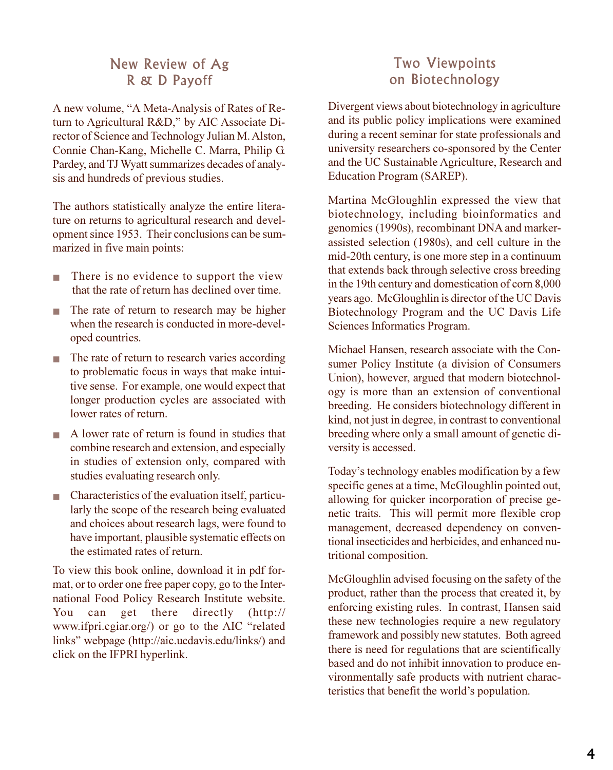## New Review of Ag R & D Payoff

A new volume, "A Meta-Analysis of Rates of Return to Agricultural R&D," by AIC Associate Director of Science and Technology Julian M. Alston, Connie Chan-Kang, Michelle C. Marra, Philip G. Pardey, and TJ Wyatt summarizes decades of analysis and hundreds of previous studies.

The authors statistically analyze the entire literature on returns to agricultural research and development since 1953. Their conclusions can be summarized in five main points:

- There is no evidence to support the view that the rate of return has declined over time.
- The rate of return to research may be higher when the research is conducted in more-developed countries.
- The rate of return to research varies according to problematic focus in ways that make intuitive sense. For example, one would expect that longer production cycles are associated with lower rates of return.
- A lower rate of return is found in studies that combine research and extension, and especially in studies of extension only, compared with studies evaluating research only.
- Characteristics of the evaluation itself, particularly the scope of the research being evaluated and choices about research lags, were found to have important, plausible systematic effects on the estimated rates of return.

To view this book online, download it in pdf format, or to order one free paper copy, go to the International Food Policy Research Institute website. You can get there directly (http://www.ifpri.cgiar.org/) or go to the AIC "related links" webpage (http://aic.ucdavis.edu/links/) and click on the IFPRI hyperlink.

## Two Viewpoints on Biotechnology

Divergent views about biotechnology in agriculture and its public policy implications were examined during a recent seminar for state professionals and university researchers co-sponsored by the Center and the UC Sustainable Agriculture, Research and Education Program (SAREP).

Martina McGloughlin expressed the view that biotechnology, including bioinformatics and genomics (1990s), recombinant DNA and marker-assisted selection (1980s), and cell culture in the mid-20th century, is one more step in a continuum that extends back through selective cross breeding in the 19th century and domestication of corn 8,000 years ago. McGloughlin is director of the UC Davis Biotechnology Program and the UC Davis Life Sciences Informatics Program.

Michael Hansen, research associate with the Consumer Policy Institute (a division of Consumers Union), however, argued that modern biotechnology is more than an extension of conventional breeding. He considers biotechnology different in kind, not just in degree, in contrast to conventional breeding where only a small amount of genetic diversity is accessed.

Today's technology enables modification by a few specific genes at a time, McGloughlin pointed out, allowing for quicker incorporation of precise genetic traits. This will permit more flexible crop management, decreased dependency on conventional insecticides and herbicides, and enhanced nutritional composition.

McGloughlin advised focusing on the safety of the product, rather than the process that created it, by enforcing existing rules. In contrast, Hansen said these new technologies require a new regulatory framework and possibly new statutes. Both agreed there is need for regulations that are scientifically based and do not inhibit innovation to produce environmentally safe products with nutrient characteristics that benefit the world's population.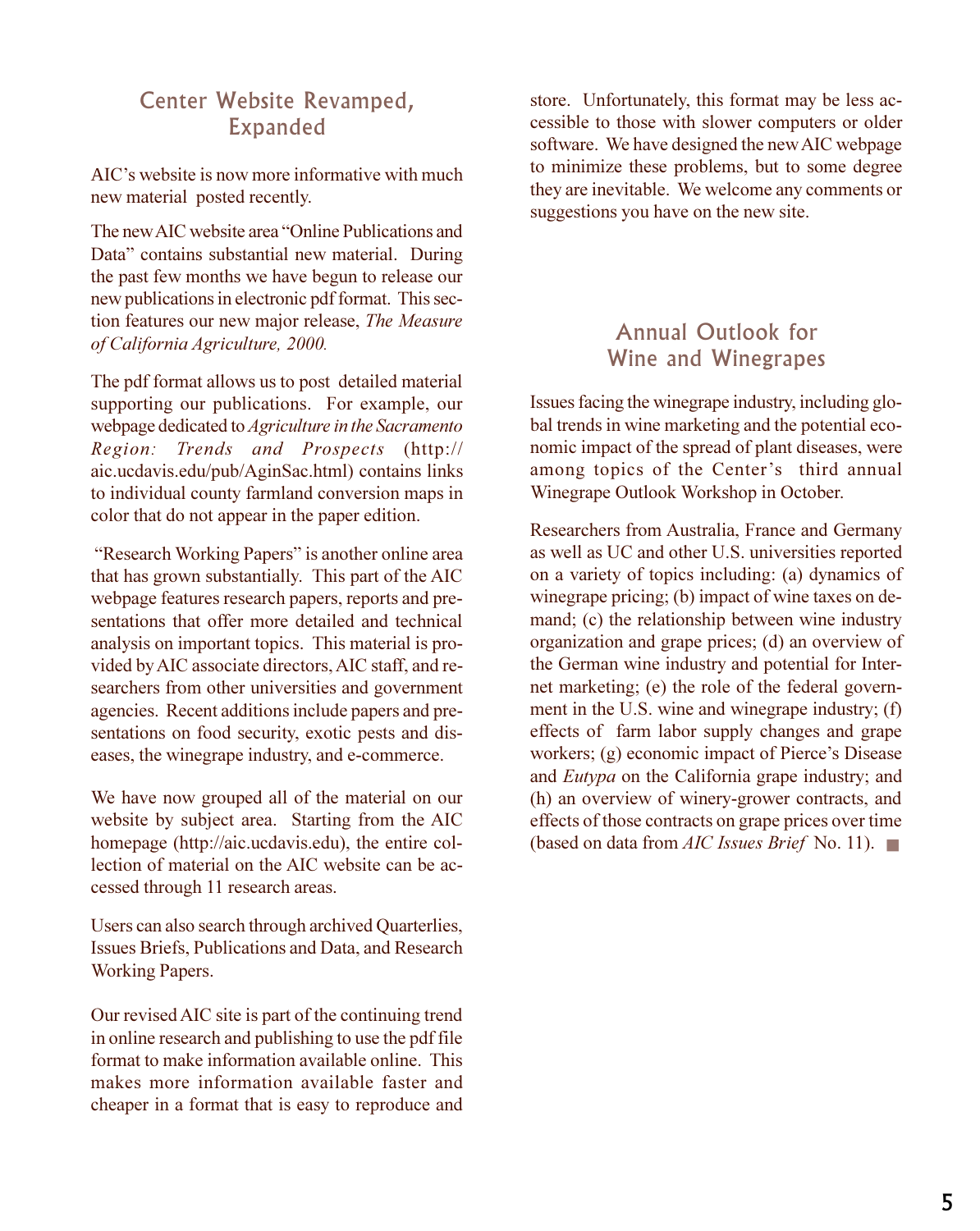## Center Website Revamped, Expanded

AIC's website is now more informative with much new material posted recently.

The new AIC website area "Online Publications and Data" contains substantial new material. During the past few months we have begun to release our new publications in electronic pdf format. This section features our new major release, *The Measure of California Agriculture, 2000.*

The pdf format allows us to post detailed material supporting our publications. For example, our webpage dedicated to *Agriculture in the Sacramento Region: Trends and Prospects* (http://aic.ucdavis.edu/pub/AginSac.html) contains links to individual county farmland conversion maps in color that do not appear in the paper edition.

"Research Working Papers" is another online area that has grown substantially. This part of the AIC webpage features research papers, reports and presentations that offer more detailed and technical analysis on important topics. This material is provided by AIC associate directors, AIC staff, and researchers from other universities and government agencies. Recent additions include papers and presentations on food security, exotic pests and diseases, the winegrape industry, and e-commerce.

We have now grouped all of the material on our website by subject area. Starting from the AIC homepage (http://aic.ucdavis.edu), the entire collection of material on the AIC website can be accessed through 11 research areas.

Users can also search through archived Quarterlies, Issues Briefs, Publications and Data, and Research Working Papers.

Our revised AIC site is part of the continuing trend in online research and publishing to use the pdf file format to make information available online. This makes more information available faster and cheaper in a format that is easy to reproduce and store. Unfortunately, this format may be less accessible to those with slower computers or older software. We have designed the new AIC webpage to minimize these problems, but to some degree they are inevitable. We welcome any comments or suggestions you have on the new site.

## Annual Outlook for Wine and Winegrapes

Issues facing the winegrape industry, including global trends in wine marketing and the potential economic impact of the spread of plant diseases, were among topics of the Center's third annual Winegrape Outlook Workshop in October.

Researchers from Australia, France and Germany as well as UC and other U.S. universities reported on a variety of topics including: (a) dynamics of winegrape pricing; (b) impact of wine taxes on demand; (c) the relationship between wine industry organization and grape prices; (d) an overview of the German wine industry and potential for Internet marketing; (e) the role of the federal government in the U.S. wine and winegrape industry; (f) effects of farm labor supply changes and grape workers; (g) economic impact of Pierce's Disease and *Eutypa* on the California grape industry; and (h) an overview of winery-grower contracts, and effects of those contracts on grape prices over time (based on data from *AIC Issues Brief* No. 11). ■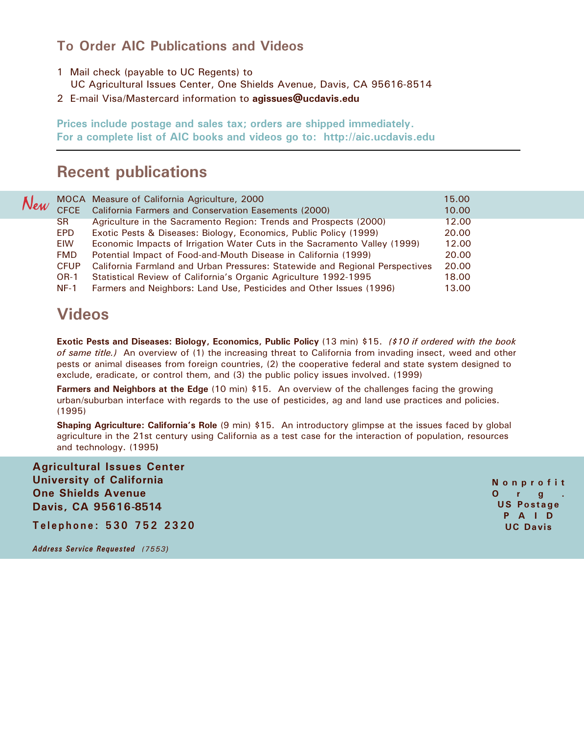## To Order AIC Publications and Videos

1. Mail check (payable to UC Regents) to
   UC Agricultural Issues Center, One Shields Avenue, Davis, CA 95616-8514
2. E-mail Visa/Mastercard information to **agissues@ucdavis.edu**

**Prices include postage and sales tax; orders are shipped immediately.**
**For a complete list of AIC books and videos go to: http://aic.ucdavis.edu**

---

## Recent publications

| | | | |
|---|---|---|---|
| *New* | MOCA | Measure of California Agriculture, 2000 | 15.00 |
| | CFCE | California Farmers and Conservation Easements (2000) | 10.00 |
| | SR | Agriculture in the Sacramento Region: Trends and Prospects (2000) | 12.00 |
| | EPD | Exotic Pests & Diseases: Biology, Economics, Public Policy (1999) | 20.00 |
| | EIW | Economic Impacts of Irrigation Water Cuts in the Sacramento Valley (1999) | 12.00 |
| | FMD | Potential Impact of Food-and-Mouth Disease in California (1999) | 20.00 |
| | CFUP | California Farmland and Urban Pressures: Statewide and Regional Perspectives | 20.00 |
| | OR-1 | Statistical Review of California's Organic Agriculture 1992-1995 | 18.00 |
| | NF-1 | Farmers and Neighbors: Land Use, Pesticides and Other Issues (1996) | 13.00 |

## Videos

**Exotic Pests and Diseases: Biology, Economics, Public Policy** (13 min) $15. *($10 if ordered with the book of same title.)* An overview of (1) the increasing threat to California from invading insect, weed and other pests or animal diseases from foreign countries, (2) the cooperative federal and state system designed to exclude, eradicate, or control them, and (3) the public policy issues involved. (1999)

**Farmers and Neighbors at the Edge** (10 min) $15. An overview of the challenges facing the growing urban/suburban interface with regards to the use of pesticides, ag and land use practices and policies. (1995)

**Shaping Agriculture: California's Role** (9 min) $15. An introductory glimpse at the issues faced by global agriculture in the 21st century using California as a test case for the interaction of population, resources and technology. (1995)

**Agricultural Issues Center**
**University of California**
**One Shields Avenue**
**Davis, CA 95616-8514**

**Telephone: 530 752 2320**

***Address Service Requested*** *(7553)*

**Nonprofit Org.**
**US Postage**
**PAID**
**UC Davis**